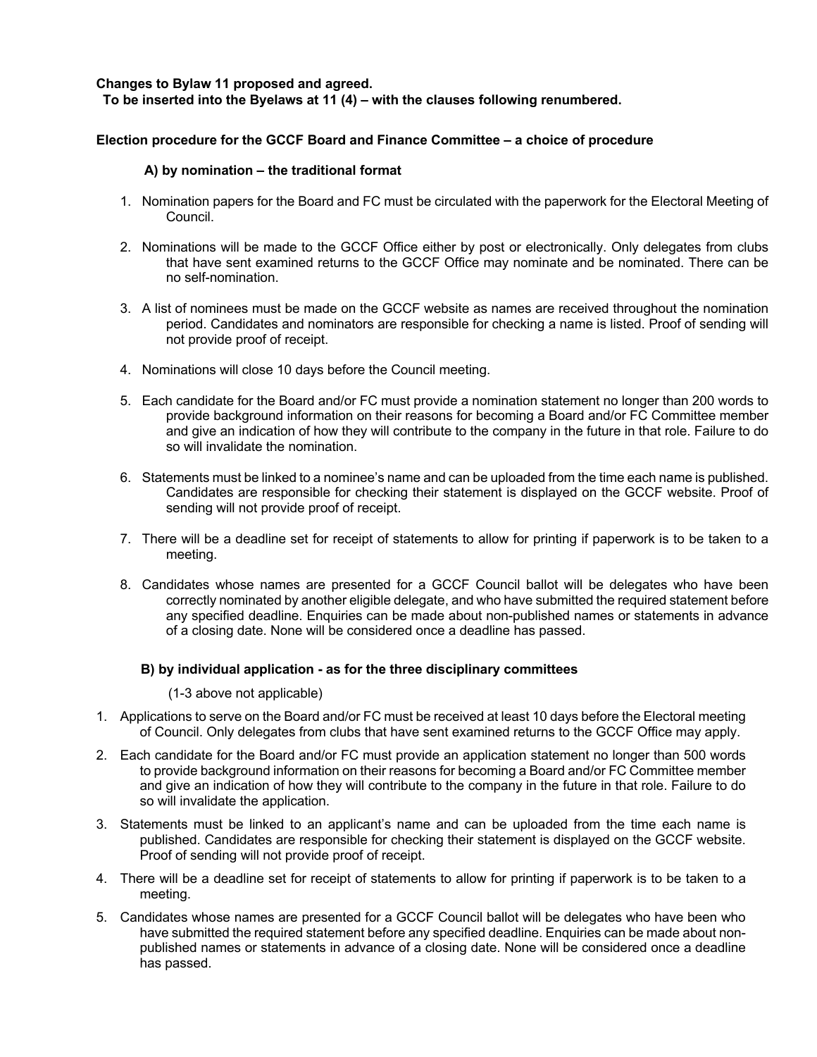**Changes to Bylaw 11 proposed and agreed.**
**To be inserted into the Byelaws at 11 (4) – with the clauses following renumbered.**

**Election procedure for the GCCF Board and Finance Committee – a choice of procedure**

**A) by nomination – the traditional format**

1. Nomination papers for the Board and FC must be circulated with the paperwork for the Electoral Meeting of Council.

2. Nominations will be made to the GCCF Office either by post or electronically. Only delegates from clubs that have sent examined returns to the GCCF Office may nominate and be nominated. There can be no self-nomination.

3. A list of nominees must be made on the GCCF website as names are received throughout the nomination period. Candidates and nominators are responsible for checking a name is listed. Proof of sending will not provide proof of receipt.

4. Nominations will close 10 days before the Council meeting.

5. Each candidate for the Board and/or FC must provide a nomination statement no longer than 200 words to provide background information on their reasons for becoming a Board and/or FC Committee member and give an indication of how they will contribute to the company in the future in that role. Failure to do so will invalidate the nomination.

6. Statements must be linked to a nominee's name and can be uploaded from the time each name is published. Candidates are responsible for checking their statement is displayed on the GCCF website. Proof of sending will not provide proof of receipt.

7. There will be a deadline set for receipt of statements to allow for printing if paperwork is to be taken to a meeting.

8. Candidates whose names are presented for a GCCF Council ballot will be delegates who have been correctly nominated by another eligible delegate, and who have submitted the required statement before any specified deadline. Enquiries can be made about non-published names or statements in advance of a closing date. None will be considered once a deadline has passed.

**B) by individual application - as for the three disciplinary committees**

(1-3 above not applicable)

1. Applications to serve on the Board and/or FC must be received at least 10 days before the Electoral meeting of Council. Only delegates from clubs that have sent examined returns to the GCCF Office may apply.
2. Each candidate for the Board and/or FC must provide an application statement no longer than 500 words to provide background information on their reasons for becoming a Board and/or FC Committee member and give an indication of how they will contribute to the company in the future in that role. Failure to do so will invalidate the application.
3. Statements must be linked to an applicant's name and can be uploaded from the time each name is published. Candidates are responsible for checking their statement is displayed on the GCCF website. Proof of sending will not provide proof of receipt.
4. There will be a deadline set for receipt of statements to allow for printing if paperwork is to be taken to a meeting.
5. Candidates whose names are presented for a GCCF Council ballot will be delegates who have been who have submitted the required statement before any specified deadline. Enquiries can be made about non-published names or statements in advance of a closing date. None will be considered once a deadline has passed.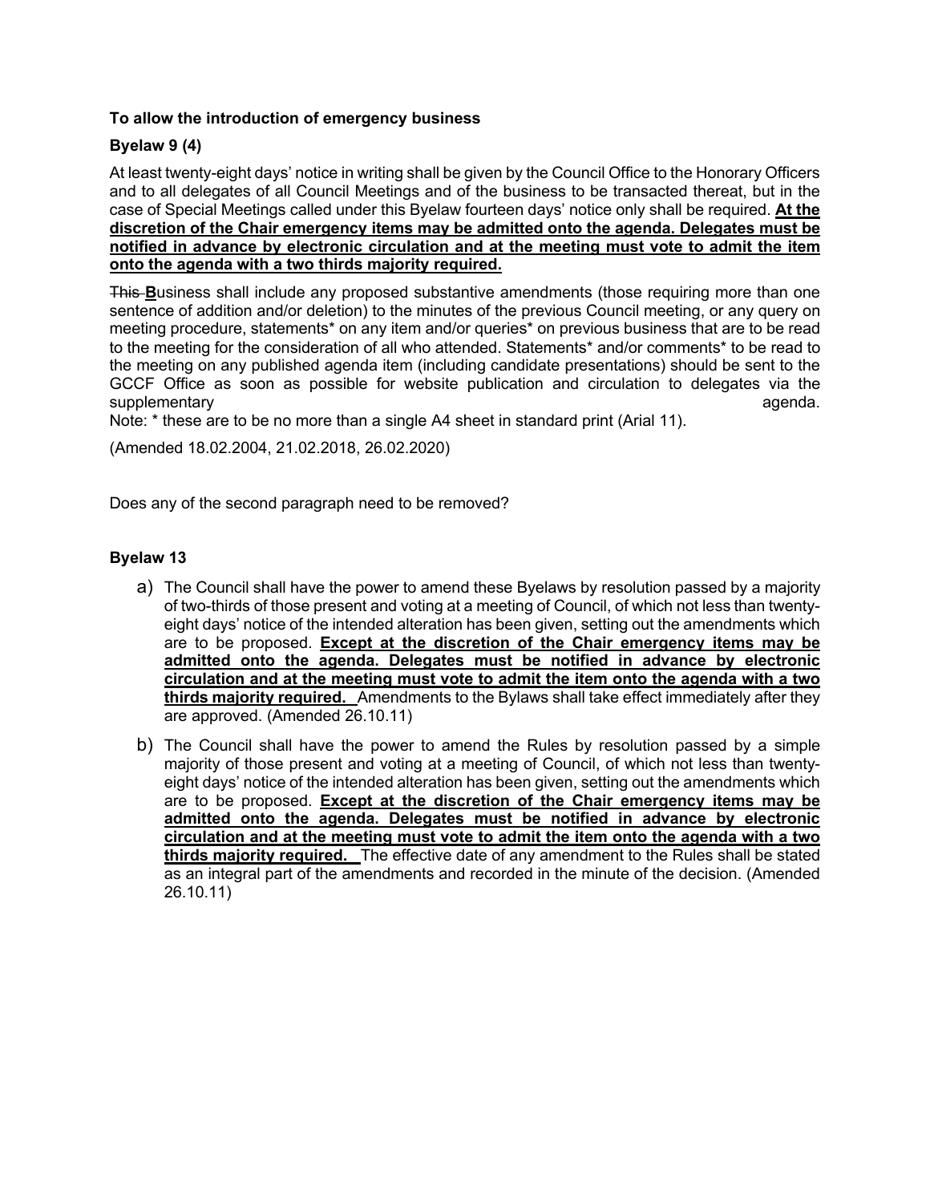**To allow the introduction of emergency business**

**Byelaw 9 (4)**

At least twenty-eight days' notice in writing shall be given by the Council Office to the Honorary Officers and to all delegates of all Council Meetings and of the business to be transacted thereat, but in the case of Special Meetings called under this Byelaw fourteen days' notice only shall be required. **<u>At the discretion of the Chair emergency items may be admitted onto the agenda. Delegates must be notified in advance by electronic circulation and at the meeting must vote to admit the item onto the agenda with a two thirds majority required.</u>**

~~This~~ **B**usiness shall include any proposed substantive amendments (those requiring more than one sentence of addition and/or deletion) to the minutes of the previous Council meeting, or any query on meeting procedure, statements* on any item and/or queries* on previous business that are to be read to the meeting for the consideration of all who attended. Statements* and/or comments* to be read to the meeting on any published agenda item (including candidate presentations) should be sent to the GCCF Office as soon as possible for website publication and circulation to delegates via the supplementary agenda.
Note: * these are to be no more than a single A4 sheet in standard print (Arial 11).

(Amended 18.02.2004, 21.02.2018, 26.02.2020)

Does any of the second paragraph need to be removed?

**Byelaw 13**

a) The Council shall have the power to amend these Byelaws by resolution passed by a majority of two-thirds of those present and voting at a meeting of Council, of which not less than twenty-eight days' notice of the intended alteration has been given, setting out the amendments which are to be proposed. **<u>Except at the discretion of the Chair emergency items may be admitted onto the agenda. Delegates must be notified in advance by electronic circulation and at the meeting must vote to admit the item onto the agenda with a two thirds majority required.</u>** Amendments to the Bylaws shall take effect immediately after they are approved. (Amended 26.10.11)

b) The Council shall have the power to amend the Rules by resolution passed by a simple majority of those present and voting at a meeting of Council, of which not less than twenty-eight days' notice of the intended alteration has been given, setting out the amendments which are to be proposed. **<u>Except at the discretion of the Chair emergency items may be admitted onto the agenda. Delegates must be notified in advance by electronic circulation and at the meeting must vote to admit the item onto the agenda with a two thirds majority required.</u>** The effective date of any amendment to the Rules shall be stated as an integral part of the amendments and recorded in the minute of the decision. (Amended 26.10.11)